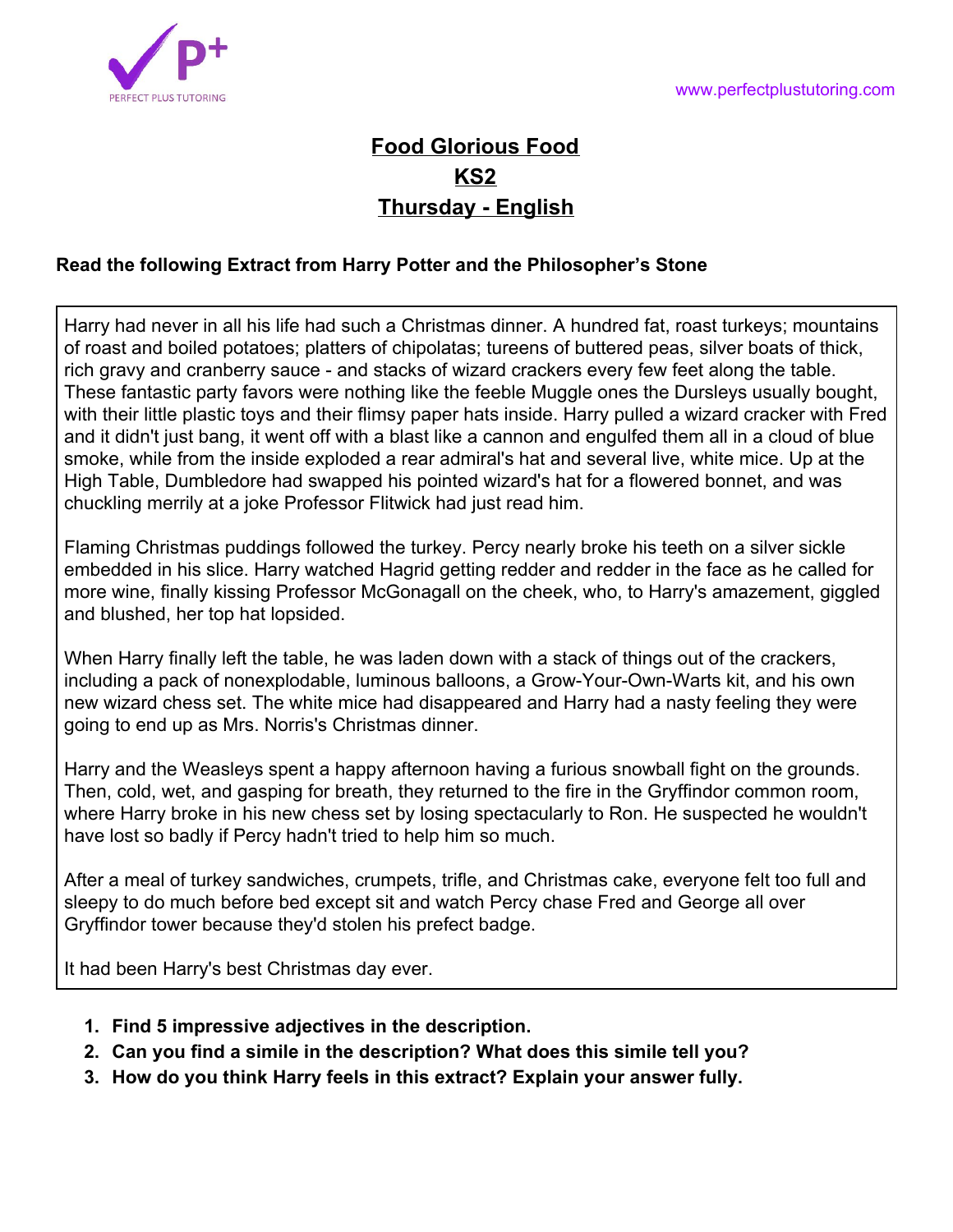# Food Glorious Food

## KS2

## Thursday - English

**Read the following Extract from Harry Potter and the Philosopher's Stone**

Harry had never in all his life had such a Christmas dinner. A hundred fat, roast turkeys; mountains of roast and boiled potatoes; platters of chipolatas; tureens of buttered peas, silver boats of thick, rich gravy and cranberry sauce - and stacks of wizard crackers every few feet along the table. These fantastic party favors were nothing like the feeble Muggle ones the Dursleys usually bought, with their little plastic toys and their flimsy paper hats inside. Harry pulled a wizard cracker with Fred and it didn't just bang, it went off with a blast like a cannon and engulfed them all in a cloud of blue smoke, while from the inside exploded a rear admiral's hat and several live, white mice. Up at the High Table, Dumbledore had swapped his pointed wizard's hat for a flowered bonnet, and was chuckling merrily at a joke Professor Flitwick had just read him.

Flaming Christmas puddings followed the turkey. Percy nearly broke his teeth on a silver sickle embedded in his slice. Harry watched Hagrid getting redder and redder in the face as he called for more wine, finally kissing Professor McGonagall on the cheek, who, to Harry's amazement, giggled and blushed, her top hat lopsided.

When Harry finally left the table, he was laden down with a stack of things out of the crackers, including a pack of nonexplodable, luminous balloons, a Grow-Your-Own-Warts kit, and his own new wizard chess set. The white mice had disappeared and Harry had a nasty feeling they were going to end up as Mrs. Norris's Christmas dinner.

Harry and the Weasleys spent a happy afternoon having a furious snowball fight on the grounds. Then, cold, wet, and gasping for breath, they returned to the fire in the Gryffindor common room, where Harry broke in his new chess set by losing spectacularly to Ron. He suspected he wouldn't have lost so badly if Percy hadn't tried to help him so much.

After a meal of turkey sandwiches, crumpets, trifle, and Christmas cake, everyone felt too full and sleepy to do much before bed except sit and watch Percy chase Fred and George all over Gryffindor tower because they'd stolen his prefect badge.

It had been Harry's best Christmas day ever.

1. **Find 5 impressive adjectives in the description.**
2. **Can you find a simile in the description? What does this simile tell you?**
3. **How do you think Harry feels in this extract? Explain your answer fully.**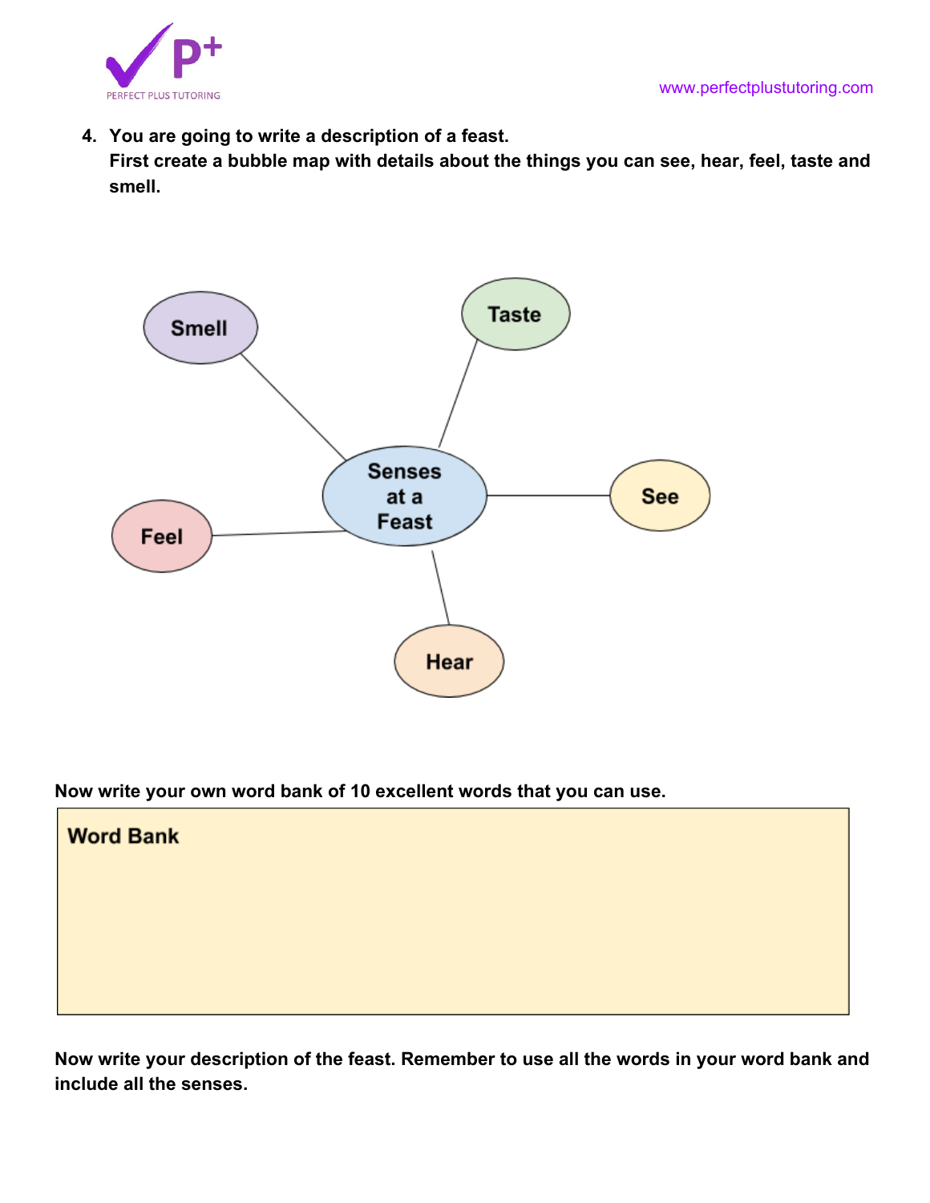4. **You are going to write a description of a feast.**
   **First create a bubble map with details about the things you can see, hear, feel, taste and smell.**

Senses at a Feast

Smell

Taste

See

Feel

Hear

**Now write your own word bank of 10 excellent words that you can use.**

**Word Bank**

**Now write your description of the feast. Remember to use all the words in your word bank and include all the senses.**